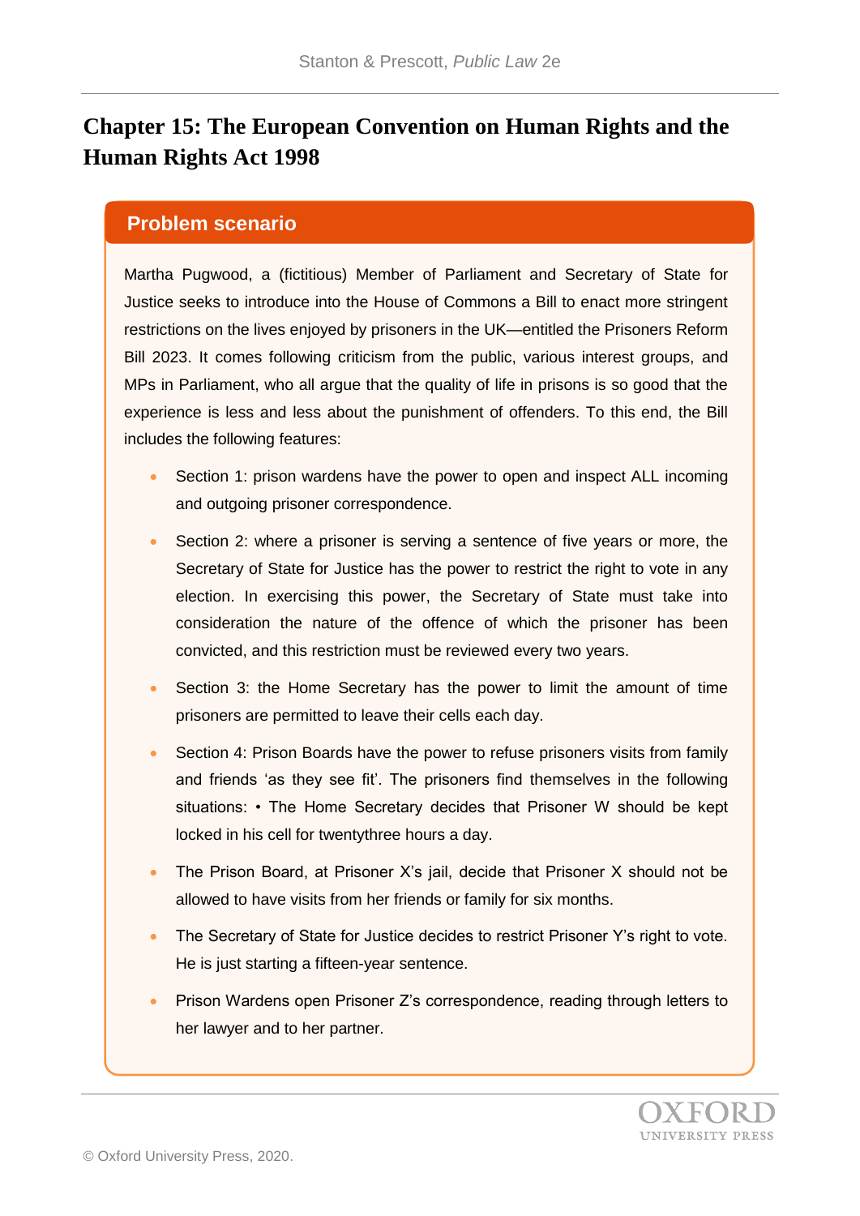# Chapter 15: The European Convention on Human Rights and the Human Rights Act 1998

## Problem scenario

Martha Pugwood, a (fictitious) Member of Parliament and Secretary of State for Justice seeks to introduce into the House of Commons a Bill to enact more stringent restrictions on the lives enjoyed by prisoners in the UK—entitled the Prisoners Reform Bill 2023. It comes following criticism from the public, various interest groups, and MPs in Parliament, who all argue that the quality of life in prisons is so good that the experience is less and less about the punishment of offenders. To this end, the Bill includes the following features:

- Section 1: prison wardens have the power to open and inspect ALL incoming and outgoing prisoner correspondence.
- Section 2: where a prisoner is serving a sentence of five years or more, the Secretary of State for Justice has the power to restrict the right to vote in any election. In exercising this power, the Secretary of State must take into consideration the nature of the offence of which the prisoner has been convicted, and this restriction must be reviewed every two years.
- Section 3: the Home Secretary has the power to limit the amount of time prisoners are permitted to leave their cells each day.
- Section 4: Prison Boards have the power to refuse prisoners visits from family and friends 'as they see fit'. The prisoners find themselves in the following situations: • The Home Secretary decides that Prisoner W should be kept locked in his cell for twentythree hours a day.
- The Prison Board, at Prisoner X's jail, decide that Prisoner X should not be allowed to have visits from her friends or family for six months.
- The Secretary of State for Justice decides to restrict Prisoner Y's right to vote. He is just starting a fifteen-year sentence.
- Prison Wardens open Prisoner Z's correspondence, reading through letters to her lawyer and to her partner.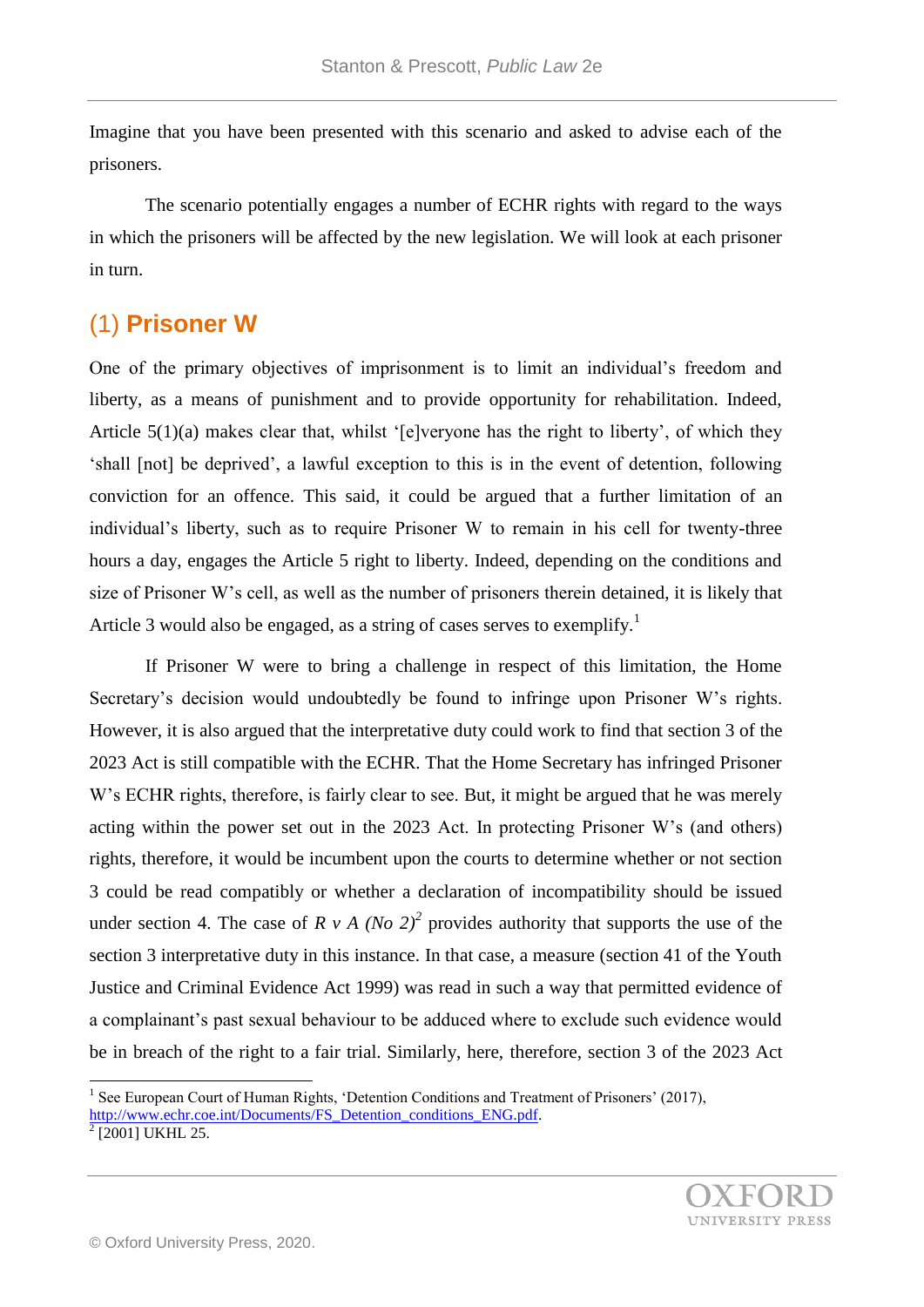Imagine that you have been presented with this scenario and asked to advise each of the prisoners.

The scenario potentially engages a number of ECHR rights with regard to the ways in which the prisoners will be affected by the new legislation. We will look at each prisoner in turn.

## (1) **Prisoner W**

One of the primary objectives of imprisonment is to limit an individual's freedom and liberty, as a means of punishment and to provide opportunity for rehabilitation. Indeed, Article 5(1)(a) makes clear that, whilst '[e]veryone has the right to liberty', of which they 'shall [not] be deprived', a lawful exception to this is in the event of detention, following conviction for an offence. This said, it could be argued that a further limitation of an individual's liberty, such as to require Prisoner W to remain in his cell for twenty-three hours a day, engages the Article 5 right to liberty. Indeed, depending on the conditions and size of Prisoner W's cell, as well as the number of prisoners therein detained, it is likely that Article 3 would also be engaged, as a string of cases serves to exemplify.[1]

If Prisoner W were to bring a challenge in respect of this limitation, the Home Secretary's decision would undoubtedly be found to infringe upon Prisoner W's rights. However, it is also argued that the interpretative duty could work to find that section 3 of the 2023 Act is still compatible with the ECHR. That the Home Secretary has infringed Prisoner W's ECHR rights, therefore, is fairly clear to see. But, it might be argued that he was merely acting within the power set out in the 2023 Act. In protecting Prisoner W's (and others) rights, therefore, it would be incumbent upon the courts to determine whether or not section 3 could be read compatibly or whether a declaration of incompatibility should be issued under section 4. The case of *R v A (No 2)*[2] provides authority that supports the use of the section 3 interpretative duty in this instance. In that case, a measure (section 41 of the Youth Justice and Criminal Evidence Act 1999) was read in such a way that permitted evidence of a complainant's past sexual behaviour to be adduced where to exclude such evidence would be in breach of the right to a fair trial. Similarly, here, therefore, section 3 of the 2023 Act

---

[1] See European Court of Human Rights, 'Detention Conditions and Treatment of Prisoners' (2017), http://www.echr.coe.int/Documents/FS_Detention_conditions_ENG.pdf.

[2] [2001] UKHL 25.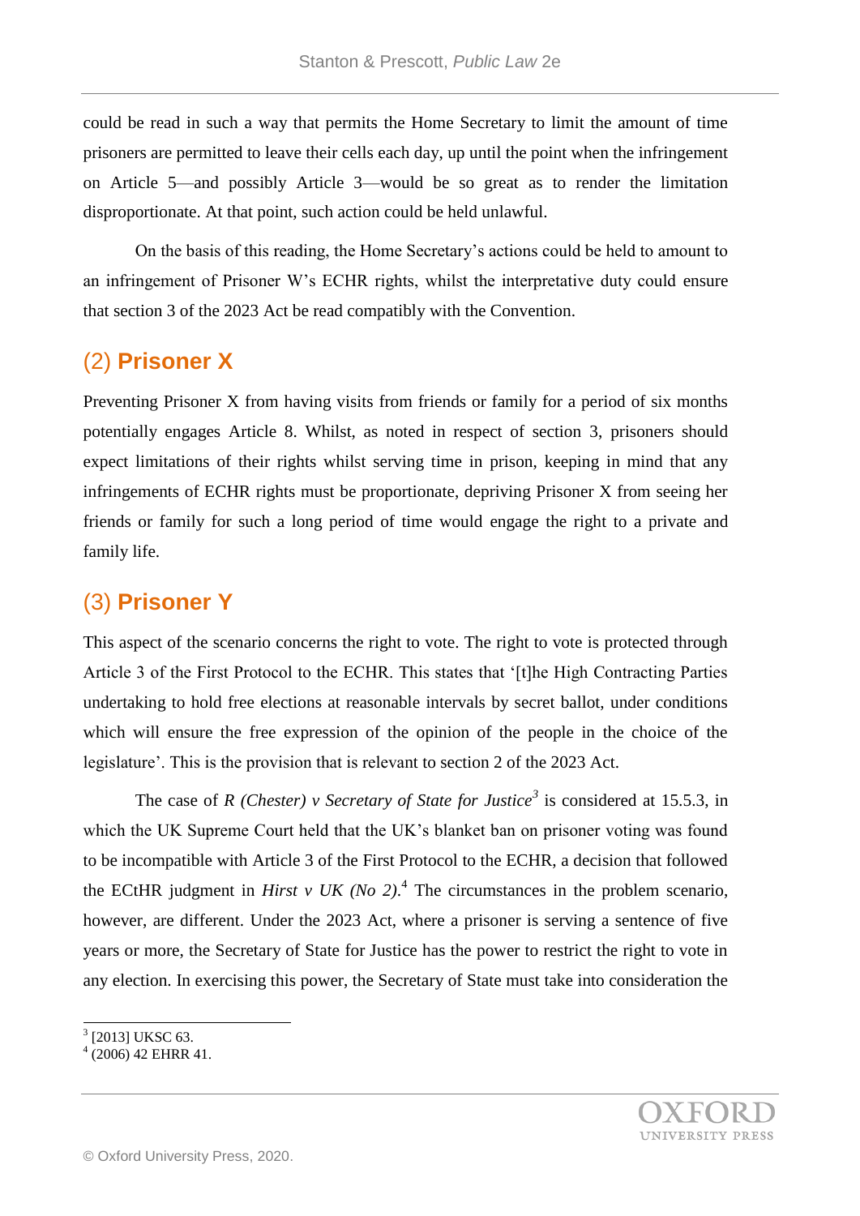could be read in such a way that permits the Home Secretary to limit the amount of time prisoners are permitted to leave their cells each day, up until the point when the infringement on Article 5—and possibly Article 3—would be so great as to render the limitation disproportionate. At that point, such action could be held unlawful.

On the basis of this reading, the Home Secretary's actions could be held to amount to an infringement of Prisoner W's ECHR rights, whilst the interpretative duty could ensure that section 3 of the 2023 Act be read compatibly with the Convention.

## (2) Prisoner X

Preventing Prisoner X from having visits from friends or family for a period of six months potentially engages Article 8. Whilst, as noted in respect of section 3, prisoners should expect limitations of their rights whilst serving time in prison, keeping in mind that any infringements of ECHR rights must be proportionate, depriving Prisoner X from seeing her friends or family for such a long period of time would engage the right to a private and family life.

## (3) Prisoner Y

This aspect of the scenario concerns the right to vote. The right to vote is protected through Article 3 of the First Protocol to the ECHR. This states that '[t]he High Contracting Parties undertaking to hold free elections at reasonable intervals by secret ballot, under conditions which will ensure the free expression of the opinion of the people in the choice of the legislature'. This is the provision that is relevant to section 2 of the 2023 Act.

The case of *R (Chester) v Secretary of State for Justice*[3] is considered at 15.5.3, in which the UK Supreme Court held that the UK's blanket ban on prisoner voting was found to be incompatible with Article 3 of the First Protocol to the ECHR, a decision that followed the ECtHR judgment in *Hirst v UK (No 2)*.[4] The circumstances in the problem scenario, however, are different. Under the 2023 Act, where a prisoner is serving a sentence of five years or more, the Secretary of State for Justice has the power to restrict the right to vote in any election. In exercising this power, the Secretary of State must take into consideration the

---

[3] [2013] UKSC 63.

[4] (2006) 42 EHRR 41.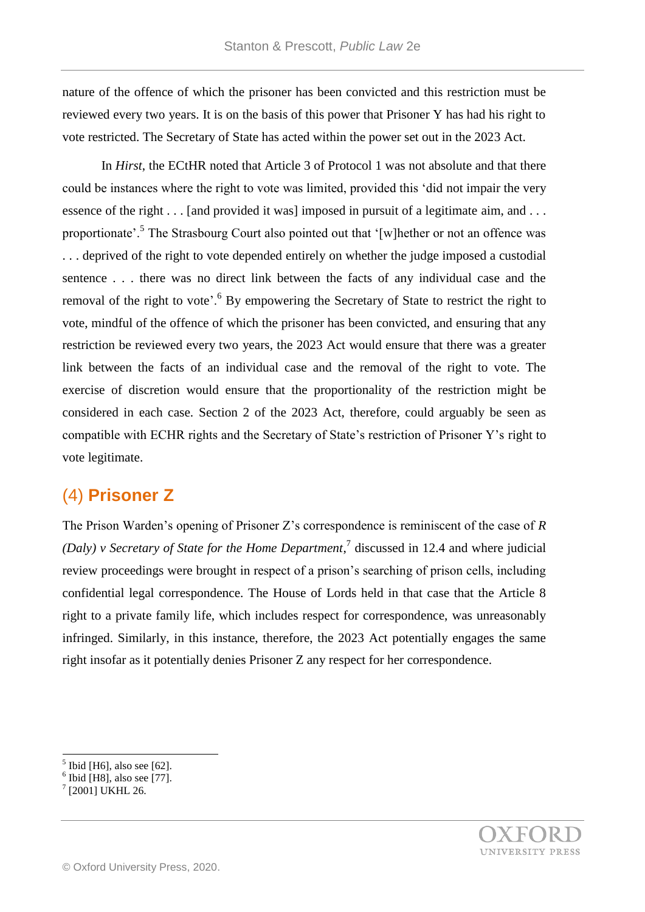nature of the offence of which the prisoner has been convicted and this restriction must be reviewed every two years. It is on the basis of this power that Prisoner Y has had his right to vote restricted. The Secretary of State has acted within the power set out in the 2023 Act.

In *Hirst*, the ECtHR noted that Article 3 of Protocol 1 was not absolute and that there could be instances where the right to vote was limited, provided this 'did not impair the very essence of the right . . . [and provided it was] imposed in pursuit of a legitimate aim, and . . . proportionate'.[5] The Strasbourg Court also pointed out that '[w]hether or not an offence was . . . deprived of the right to vote depended entirely on whether the judge imposed a custodial sentence . . . there was no direct link between the facts of any individual case and the removal of the right to vote'.[6] By empowering the Secretary of State to restrict the right to vote, mindful of the offence of which the prisoner has been convicted, and ensuring that any restriction be reviewed every two years, the 2023 Act would ensure that there was a greater link between the facts of an individual case and the removal of the right to vote. The exercise of discretion would ensure that the proportionality of the restriction might be considered in each case. Section 2 of the 2023 Act, therefore, could arguably be seen as compatible with ECHR rights and the Secretary of State's restriction of Prisoner Y's right to vote legitimate.

## (4) **Prisoner Z**

The Prison Warden's opening of Prisoner Z's correspondence is reminiscent of the case of ***R (Daly) v Secretary of State for the Home Department***,[7] discussed in 12.4 and where judicial review proceedings were brought in respect of a prison's searching of prison cells, including confidential legal correspondence. The House of Lords held in that case that the Article 8 right to a private family life, which includes respect for correspondence, was unreasonably infringed. Similarly, in this instance, therefore, the 2023 Act potentially engages the same right insofar as it potentially denies Prisoner Z any respect for her correspondence.

---

[5] Ibid [H6], also see [62].
[6] Ibid [H8], also see [77].
[7] [2001] UKHL 26.